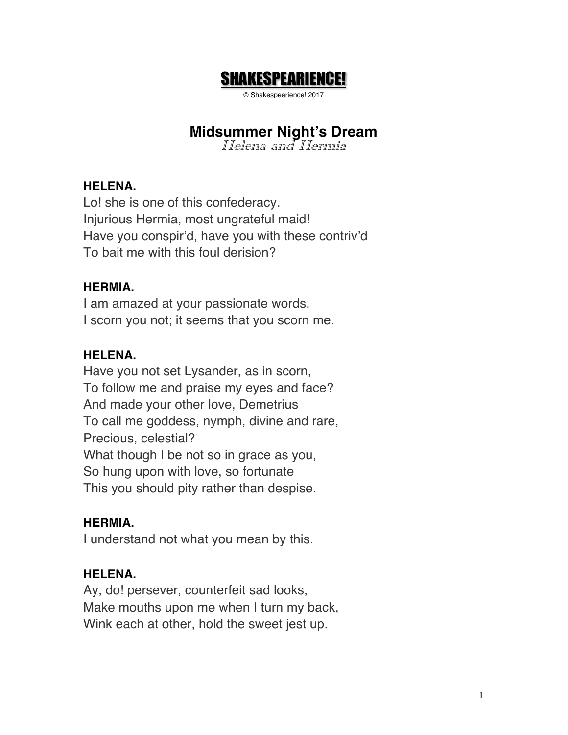# SHAKESPEARIENCE!

© Shakespearience! 2017

## Midsummer Night's Dream

*Helena and Hermia*

**HELENA.**
Lo! she is one of this confederacy.
Injurious Hermia, most ungrateful maid!
Have you conspir'd, have you with these contriv'd
To bait me with this foul derision?

**HERMIA.**
I am amazed at your passionate words.
I scorn you not; it seems that you scorn me.

**HELENA.**
Have you not set Lysander, as in scorn,
To follow me and praise my eyes and face?
And made your other love, Demetrius
To call me goddess, nymph, divine and rare,
Precious, celestial?
What though I be not so in grace as you,
So hung upon with love, so fortunate
This you should pity rather than despise.

**HERMIA.**
I understand not what you mean by this.

**HELENA.**
Ay, do! persever, counterfeit sad looks,
Make mouths upon me when I turn my back,
Wink each at other, hold the sweet jest up.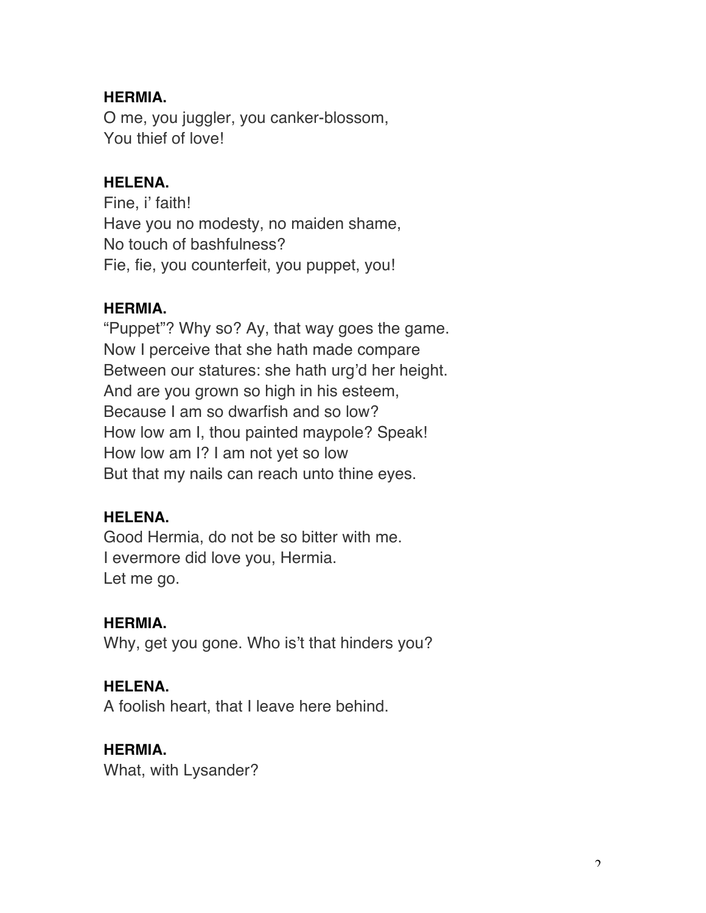**HERMIA.**
O me, you juggler, you canker-blossom,
You thief of love!

**HELENA.**
Fine, i' faith!
Have you no modesty, no maiden shame,
No touch of bashfulness?
Fie, fie, you counterfeit, you puppet, you!

**HERMIA.**
"Puppet"? Why so? Ay, that way goes the game.
Now I perceive that she hath made compare
Between our statures: she hath urg'd her height.
And are you grown so high in his esteem,
Because I am so dwarfish and so low?
How low am I, thou painted maypole? Speak!
How low am I? I am not yet so low
But that my nails can reach unto thine eyes.

**HELENA.**
Good Hermia, do not be so bitter with me.
I evermore did love you, Hermia.
Let me go.

**HERMIA.**
Why, get you gone. Who is't that hinders you?

**HELENA.**
A foolish heart, that I leave here behind.

**HERMIA.**
What, with Lysander?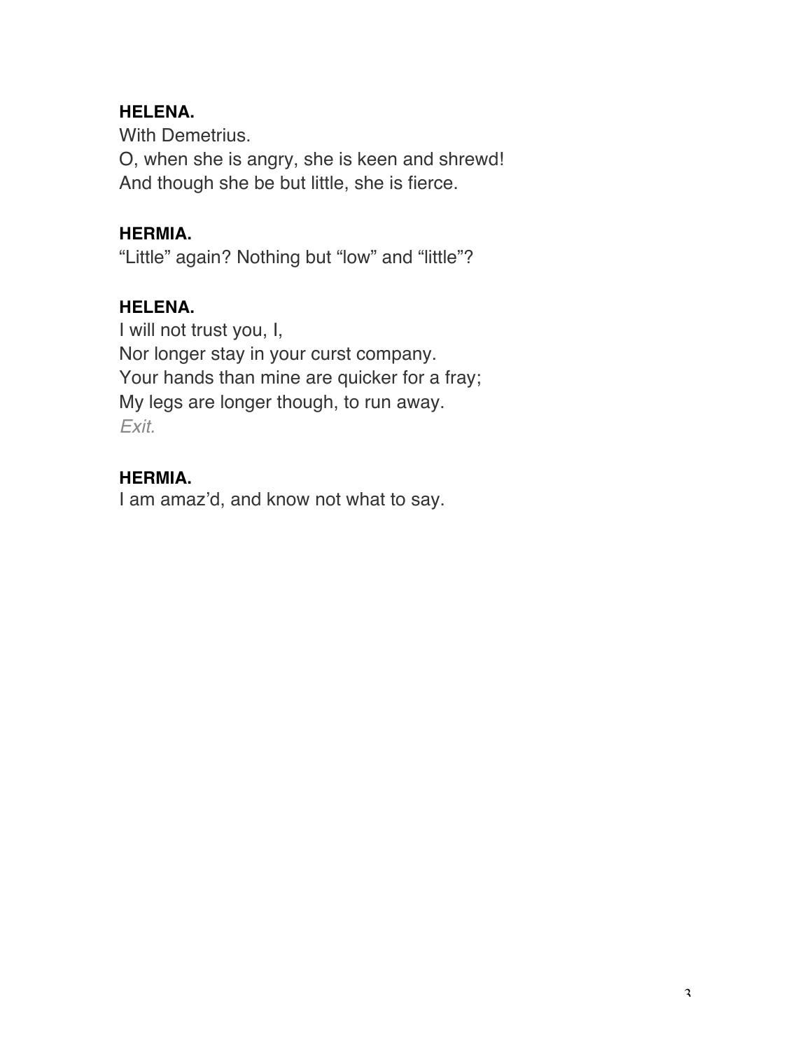**HELENA.**
With Demetrius.
O, when she is angry, she is keen and shrewd!
And though she be but little, she is fierce.

**HERMIA.**
“Little” again? Nothing but “low” and “little”?

**HELENA.**
I will not trust you, I,
Nor longer stay in your curst company.
Your hands than mine are quicker for a fray;
My legs are longer though, to run away.
*Exit.*

**HERMIA.**
I am amaz’d, and know not what to say.